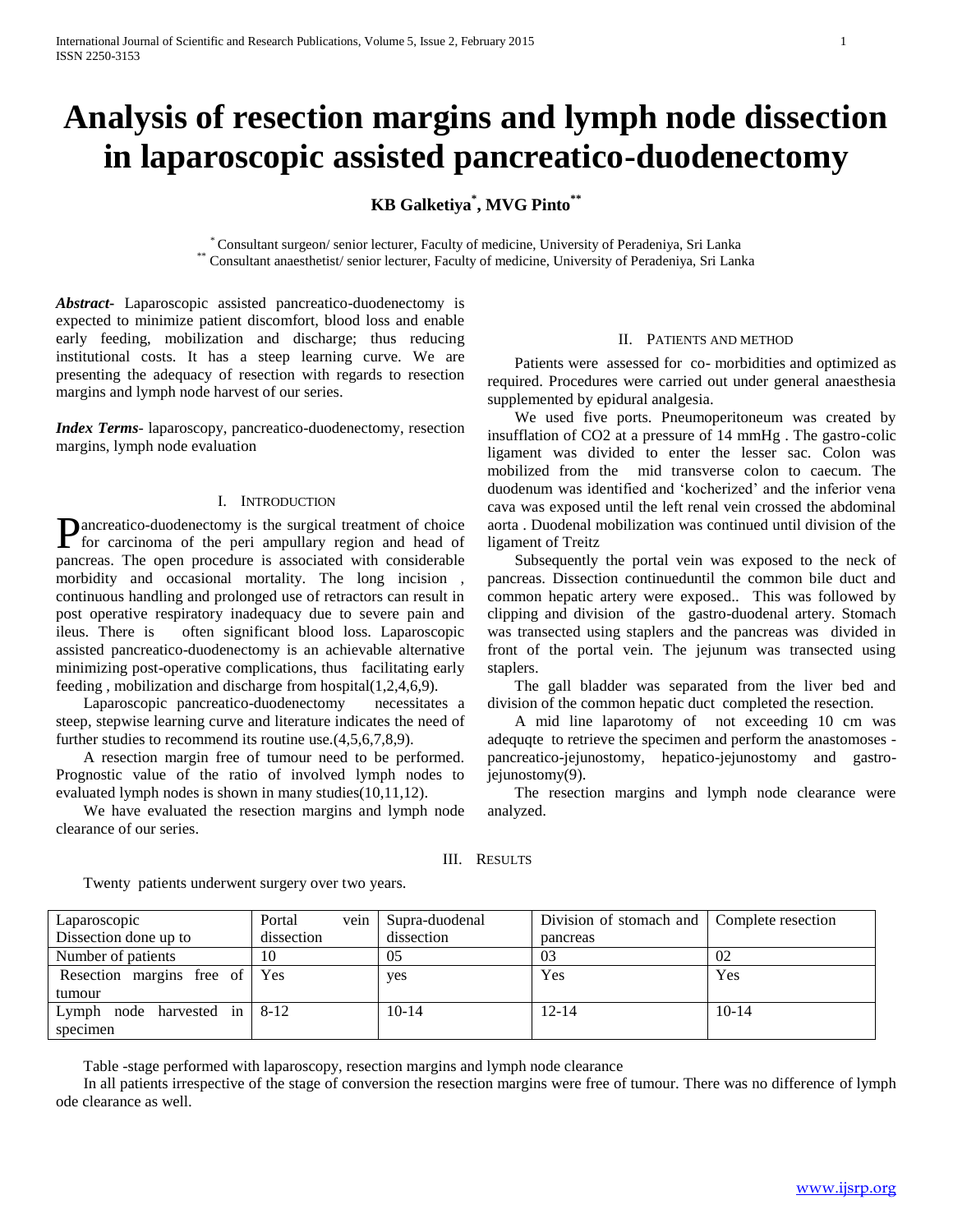# Analysis of resection margins and lymph node dissection in laparoscopic assisted pancreatico-duodenectomy

**KB Galketiya[*], MVG Pinto[**]**

[*] Consultant surgeon/ senior lecturer, Faculty of medicine, University of Peradeniya, Sri Lanka
[**] Consultant anaesthetist/ senior lecturer, Faculty of medicine, University of Peradeniya, Sri Lanka

***Abstract***- Laparoscopic assisted pancreatico-duodenectomy is expected to minimize patient discomfort, blood loss and enable early feeding, mobilization and discharge; thus reducing institutional costs. It has a steep learning curve. We are presenting the adequacy of resection with regards to resection margins and lymph node harvest of our series.

***Index Terms***- laparoscopy, pancreatico-duodenectomy, resection margins, lymph node evaluation

## I. Introduction

Pancreatico-duodenectomy is the surgical treatment of choice for carcinoma of the peri ampullary region and head of pancreas. The open procedure is associated with considerable morbidity and occasional mortality. The long incision , continuous handling and prolonged use of retractors can result in post operative respiratory inadequacy due to severe pain and ileus. There is often significant blood loss. Laparoscopic assisted pancreatico-duodenectomy is an achievable alternative minimizing post-operative complications, thus facilitating early feeding , mobilization and discharge from hospital(1,2,4,6,9).

Laparoscopic pancreatico-duodenectomy necessitates a steep, stepwise learning curve and literature indicates the need of further studies to recommend its routine use.(4,5,6,7,8,9).

A resection margin free of tumour need to be performed. Prognostic value of the ratio of involved lymph nodes to evaluated lymph nodes is shown in many studies(10,11,12).

We have evaluated the resection margins and lymph node clearance of our series.

## II. Patients and method

Patients were assessed for co- morbidities and optimized as required. Procedures were carried out under general anaesthesia supplemented by epidural analgesia.

We used five ports. Pneumoperitoneum was created by insufflation of $CO_2$ at a pressure of 14 mmHg . The gastro-colic ligament was divided to enter the lesser sac. Colon was mobilized from the mid transverse colon to caecum. The duodenum was identified and 'kocherized' and the inferior vena cava was exposed until the left renal vein crossed the abdominal aorta . Duodenal mobilization was continued until division of the ligament of Treitz

Subsequently the portal vein was exposed to the neck of pancreas. Dissection continueduntil the common bile duct and common hepatic artery were exposed.. This was followed by clipping and division of the gastro-duodenal artery. Stomach was transected using staplers and the pancreas was divided in front of the portal vein. The jejunum was transected using staplers.

The gall bladder was separated from the liver bed and division of the common hepatic duct completed the resection.

A mid line laparotomy of not exceeding 10 cm was adequqte to retrieve the specimen and perform the anastomoses - pancreatico-jejunostomy, hepatico-jejunostomy and gastro-jejunostomy(9).

The resection margins and lymph node clearance were analyzed.

## III. Results

Twenty patients underwent surgery over two years.

| Laparoscopic Dissection done up to | Portal vein dissection | Supra-duodenal dissection | Division of stomach and pancreas | Complete resection |
|---|---|---|---|---|
| Number of patients | 10 | 05 | 03 | 02 |
| Resection margins free of tumour | Yes | yes | Yes | Yes |
| Lymph node harvested in specimen | 8-12 | 10-14 | 12-14 | 10-14 |

Table -stage performed with laparoscopy, resection margins and lymph node clearance

In all patients irrespective of the stage of conversion the resection margins were free of tumour. There was no difference of lymph ode clearance as well.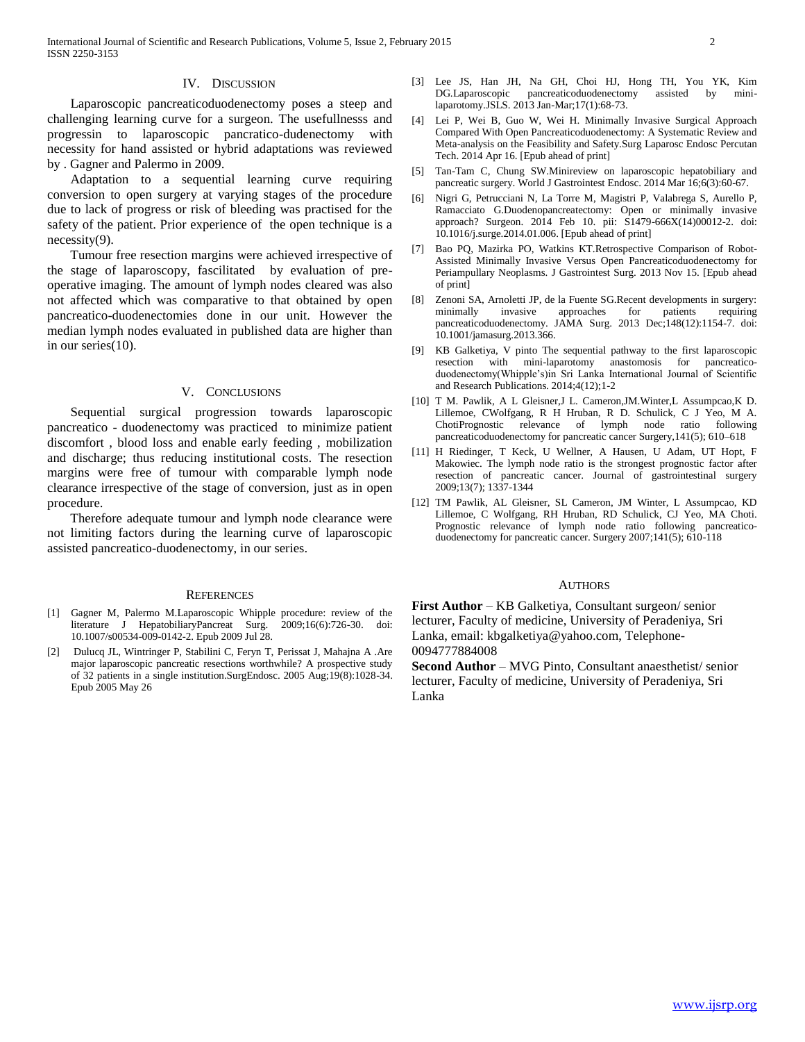## IV. Discussion

Laparoscopic pancreaticoduodenectomy poses a steep and challenging learning curve for a surgeon. The usefullnesss and progressin to laparoscopic pancratico-dudenectomy with necessity for hand assisted or hybrid adaptations was reviewed by . Gagner and Palermo in 2009.

Adaptation to a sequential learning curve requiring conversion to open surgery at varying stages of the procedure due to lack of progress or risk of bleeding was practised for the safety of the patient. Prior experience of the open technique is a necessity(9).

Tumour free resection margins were achieved irrespective of the stage of laparoscopy, fascilitated by evaluation of pre-operative imaging. The amount of lymph nodes cleared was also not affected which was comparative to that obtained by open pancreatico-duodenectomies done in our unit. However the median lymph nodes evaluated in published data are higher than in our series(10).

## V. Conclusions

Sequential surgical progression towards laparoscopic pancreatico - duodenectomy was practiced to minimize patient discomfort , blood loss and enable early feeding , mobilization and discharge; thus reducing institutional costs. The resection margins were free of tumour with comparable lymph node clearance irrespective of the stage of conversion, just as in open procedure.

Therefore adequate tumour and lymph node clearance were not limiting factors during the learning curve of laparoscopic assisted pancreatico-duodenectomy, in our series.

## References

[1] Gagner M, Palermo M.Laparoscopic Whipple procedure: review of the literature J HepatobiliaryPancreat Surg. 2009;16(6):726-30. doi: 10.1007/s00534-009-0142-2. Epub 2009 Jul 28.

[2] Dulucq JL, Wintringer P, Stabilini C, Feryn T, Perissat J, Mahajna A .Are major laparoscopic pancreatic resections worthwhile? A prospective study of 32 patients in a single institution.SurgEndosc. 2005 Aug;19(8):1028-34. Epub 2005 May 26

[3] Lee JS, Han JH, Na GH, Choi HJ, Hong TH, You YK, Kim DG.Laparoscopic pancreaticoduodenectomy assisted by mini-laparotomy.JSLS. 2013 Jan-Mar;17(1):68-73.

[4] Lei P, Wei B, Guo W, Wei H. Minimally Invasive Surgical Approach Compared With Open Pancreaticoduodenectomy: A Systematic Review and Meta-analysis on the Feasibility and Safety.Surg Laparosc Endosc Percutan Tech. 2014 Apr 16. [Epub ahead of print]

[5] Tan-Tam C, Chung SW.Minireview on laparoscopic hepatobiliary and pancreatic surgery. World J Gastrointest Endosc. 2014 Mar 16;6(3):60-67.

[6] Nigri G, Petrucciani N, La Torre M, Magistri P, Valabrega S, Aurello P, Ramacciato G.Duodenopancreatectomy: Open or minimally invasive approach? Surgeon. 2014 Feb 10. pii: S1479-666X(14)00012-2. doi: 10.1016/j.surge.2014.01.006. [Epub ahead of print]

[7] Bao PQ, Mazirka PO, Watkins KT.Retrospective Comparison of Robot-Assisted Minimally Invasive Versus Open Pancreaticoduodenectomy for Periampullary Neoplasms. J Gastrointest Surg. 2013 Nov 15. [Epub ahead of print]

[8] Zenoni SA, Arnoletti JP, de la Fuente SG.Recent developments in surgery: minimally invasive approaches for patients requiring pancreaticoduodenectomy. JAMA Surg. 2013 Dec;148(12):1154-7. doi: 10.1001/jamasurg.2013.366.

[9] KB Galketiya, V pinto The sequential pathway to the first laparoscopic resection with mini-laparotomy anastomosis for pancreatico-duodenectomy(Whipple's)in Sri Lanka International Journal of Scientific and Research Publications. 2014;4(12);1-2

[10] T M. Pawlik, A L Gleisner,J L. Cameron,JM.Winter,L Assumpcao,K D. Lillemoe, CWolfgang, R H Hruban, R D. Schulick, C J Yeo, M A. ChotiPrognostic relevance of lymph node ratio following pancreaticoduodenectomy for pancreatic cancer Surgery,141(5); 610–618

[11] H Riedinger, T Keck, U Wellner, A Hausen, U Adam, UT Hopt, F Makowiec. The lymph node ratio is the strongest prognostic factor after resection of pancreatic cancer. Journal of gastrointestinal surgery 2009;13(7); 1337-1344

[12] TM Pawlik, AL Gleisner, SL Cameron, JM Winter, L Assumpcao, KD Lillemoe, C Wolfgang, RH Hruban, RD Schulick, CJ Yeo, MA Choti. Prognostic relevance of lymph node ratio following pancreatico-duodenectomy for pancreatic cancer. Surgery 2007;141(5); 610-118

## Authors

**First Author** – KB Galketiya, Consultant surgeon/ senior lecturer, Faculty of medicine, University of Peradeniya, Sri Lanka, email: kbgalketiya@yahoo.com, Telephone-0094777884008

**Second Author** – MVG Pinto, Consultant anaesthetist/ senior lecturer, Faculty of medicine, University of Peradeniya, Sri Lanka